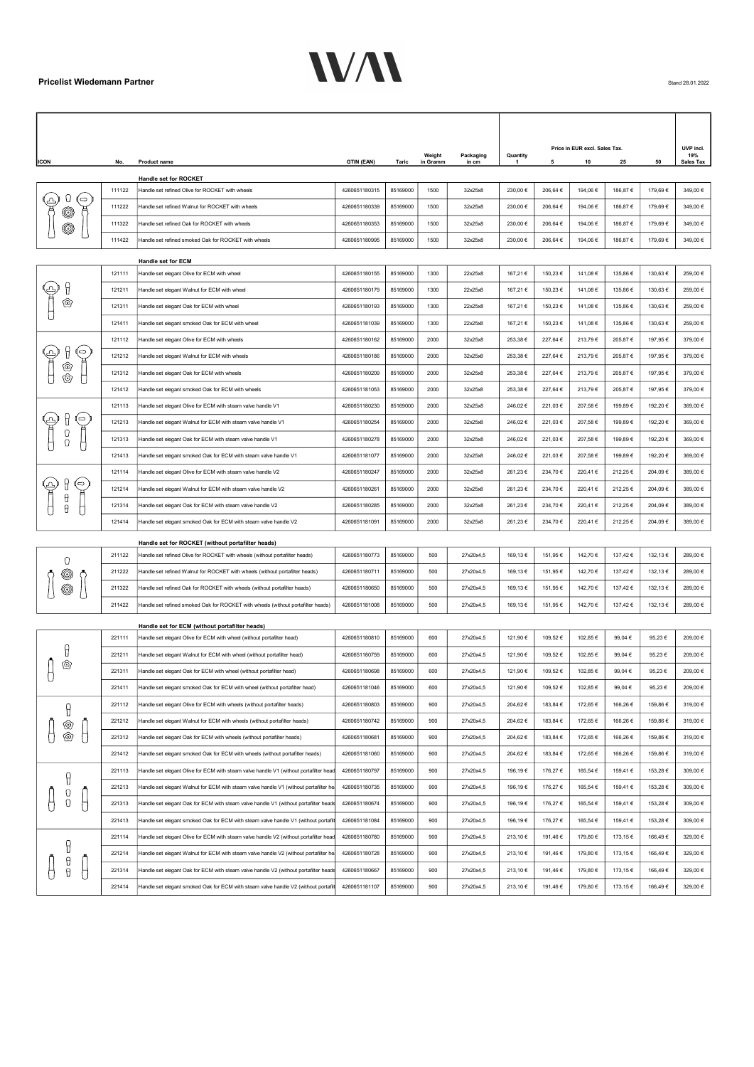**Pricelist Wiedemann Partner**

Stand 28.01.2022

| ICON | No. | Product name | GTIN (EAN) | Taric | Weight in Gramm | Packaging in cm | Quantity 1 | Price in EUR excl. Sales Tax. 5 | 10 | 25 | 50 | UVP incl. 19% Sales Tax |
|---|---|---|---|---|---|---|---|---|---|---|---|---|
| | | **Handle set for ROCKET** | | | | | | | | | | |
| | 111122 | Handle set refined Olive for ROCKET with wheels | 4260651180315 | 85169000 | 1500 | 32x25x8 | 230,00 € | 206,64 € | 194,06 € | 186,87 € | 179,69 € | 349,00 € |
| | 111222 | Handle set refined Walnut for ROCKET with wheels | 4260651180339 | 85169000 | 1500 | 32x25x8 | 230,00 € | 206,64 € | 194,06 € | 186,87 € | 179,69 € | 349,00 € |
| | 111322 | Handle set refined Oak for ROCKET with wheels | 4260651180353 | 85169000 | 1500 | 32x25x8 | 230,00 € | 206,64 € | 194,06 € | 186,87 € | 179,69 € | 349,00 € |
| | 111422 | Handle set refined smoked Oak for ROCKET with wheels | 4260651180995 | 85169000 | 1500 | 32x25x8 | 230,00 € | 206,64 € | 194,06 € | 186,87 € | 179,69 € | 349,00 € |
| | | **Handle set for ECM** | | | | | | | | | | |
| | 121111 | Handle set elegant Olive for ECM with wheel | 4260651180155 | 85169000 | 1300 | 22x25x8 | 167,21 € | 150,23 € | 141,08 € | 135,86 € | 130,63 € | 259,00 € |
| | 121211 | Handle set elegant Walnut for ECM with wheel | 4260651180179 | 85169000 | 1300 | 22x25x8 | 167,21 € | 150,23 € | 141,08 € | 135,86 € | 130,63 € | 259,00 € |
| | 121311 | Handle set elegant Oak for ECM with wheel | 4260651180193 | 85169000 | 1300 | 22x25x8 | 167,21 € | 150,23 € | 141,08 € | 135,86 € | 130,63 € | 259,00 € |
| | 121411 | Handle set elegant smoked Oak for ECM with wheel | 4260651181039 | 85169000 | 1300 | 22x25x8 | 167,21 € | 150,23 € | 141,08 € | 135,86 € | 130,63 € | 259,00 € |
| | 121112 | Handle set elegant Olive for ECM with wheels | 4260651180162 | 85169000 | 2000 | 32x25x8 | 253,38 € | 227,64 € | 213,79 € | 205,87 € | 197,95 € | 379,00 € |
| | 121212 | Handle set elegant Walnut for ECM with wheels | 4260651180186 | 85169000 | 2000 | 32x25x8 | 253,38 € | 227,64 € | 213,79 € | 205,87 € | 197,95 € | 379,00 € |
| | 121312 | Handle set elegant Oak for ECM with wheels | 4260651180209 | 85169000 | 2000 | 32x25x8 | 253,38 € | 227,64 € | 213,79 € | 205,87 € | 197,95 € | 379,00 € |
| | 121412 | Handle set elegant smoked Oak for ECM with wheels | 4260651181053 | 85169000 | 2000 | 32x25x8 | 253,38 € | 227,64 € | 213,79 € | 205,87 € | 197,95 € | 379,00 € |
| | 121113 | Handle set elegant Olive for ECM with steam valve handle V1 | 4260651180230 | 85169000 | 2000 | 32x25x8 | 246,02 € | 221,03 € | 207,58 € | 199,89 € | 192,20 € | 369,00 € |
| | 121213 | Handle set elegant Walnut for ECM with steam valve handle V1 | 4260651180254 | 85169000 | 2000 | 32x25x8 | 246,02 € | 221,03 € | 207,58 € | 199,89 € | 192,20 € | 369,00 € |
| | 121313 | Handle set elegant Oak for ECM with steam valve handle V1 | 4260651180278 | 85169000 | 2000 | 32x25x8 | 246,02 € | 221,03 € | 207,58 € | 199,89 € | 192,20 € | 369,00 € |
| | 121413 | Handle set elegant smoked Oak for ECM with steam valve handle V1 | 4260651181077 | 85169000 | 2000 | 32x25x8 | 246,02 € | 221,03 € | 207,58 € | 199,89 € | 192,20 € | 369,00 € |
| | 121114 | Handle set elegant Olive for ECM with steam valve handle V2 | 4260651180247 | 85169000 | 2000 | 32x25x8 | 261,23 € | 234,70 € | 220,41 € | 212,25 € | 204,09 € | 389,00 € |
| | 121214 | Handle set elegant Walnut for ECM with steam valve handle V2 | 4260651180261 | 85169000 | 2000 | 32x25x8 | 261,23 € | 234,70 € | 220,41 € | 212,25 € | 204,09 € | 389,00 € |
| | 121314 | Handle set elegant Oak for ECM with steam valve handle V2 | 4260651180285 | 85169000 | 2000 | 32x25x8 | 261,23 € | 234,70 € | 220,41 € | 212,25 € | 204,09 € | 389,00 € |
| | 121414 | Handle set elegant smoked Oak for ECM with steam valve handle V2 | 4260651181091 | 85169000 | 2000 | 32x25x8 | 261,23 € | 234,70 € | 220,41 € | 212,25 € | 204,09 € | 389,00 € |
| | | **Handle set for ROCKET (without portafilter heads)** | | | | | | | | | | |
| | 211122 | Handle set refined Olive for ROCKET with wheels (without portafilter heads) | 4260651180773 | 85169000 | 500 | 27x20x4,5 | 169,13 € | 151,95 € | 142,70 € | 137,42 € | 132,13 € | 289,00 € |
| | 211222 | Handle set refined Walnut for ROCKET with wheels (without portafilter heads) | 4260651180711 | 85169000 | 500 | 27x20x4,5 | 169,13 € | 151,95 € | 142,70 € | 137,42 € | 132,13 € | 289,00 € |
| | 211322 | Handle set refined Oak for ROCKET with wheels (without portafilter heads) | 4260651180650 | 85169000 | 500 | 27x20x4,5 | 169,13 € | 151,95 € | 142,70 € | 137,42 € | 132,13 € | 289,00 € |
| | 211422 | Handle set refined smoked Oak for ROCKET with wheels (without portafilter heads) | 4260651181008 | 85169000 | 500 | 27x20x4,5 | 169,13 € | 151,95 € | 142,70 € | 137,42 € | 132,13 € | 289,00 € |
| | | **Handle set for ECM (without portafilter heads)** | | | | | | | | | | |
| | 221111 | Handle set elegant Olive for ECM with wheel (without portafilter head) | 4260651180810 | 85169000 | 600 | 27x20x4,5 | 121,90 € | 109,52 € | 102,85 € | 99,04 € | 95,23 € | 209,00 € |
| | 221211 | Handle set elegant Walnut for ECM with wheel (without portafilter head) | 4260651180759 | 85169000 | 600 | 27x20x4,5 | 121,90 € | 109,52 € | 102,85 € | 99,04 € | 95,23 € | 209,00 € |
| | 221311 | Handle set elegant Oak for ECM with wheel (without portafilter head) | 4260651180698 | 85169000 | 600 | 27x20x4,5 | 121,90 € | 109,52 € | 102,85 € | 99,04 € | 95,23 € | 209,00 € |
| | 221411 | Handle set elegant smoked Oak for ECM with wheel (without portafilter head) | 4260651181046 | 85169000 | 600 | 27x20x4,5 | 121,90 € | 109,52 € | 102,85 € | 99,04 € | 95,23 € | 209,00 € |
| | 221112 | Handle set elegant Olive for ECM with wheels (without portafilter heads) | 4260651180803 | 85169000 | 900 | 27x20x4,5 | 204,62 € | 183,84 € | 172,65 € | 166,26 € | 159,86 € | 319,00 € |
| | 221212 | Handle set elegant Walnut for ECM with wheels (without portafilter heads) | 4260651180742 | 85169000 | 900 | 27x20x4,5 | 204,62 € | 183,84 € | 172,65 € | 166,26 € | 159,86 € | 319,00 € |
| | 221312 | Handle set elegant Oak for ECM with wheels (without portafilter heads) | 4260651180681 | 85169000 | 900 | 27x20x4,5 | 204,62 € | 183,84 € | 172,65 € | 166,26 € | 159,86 € | 319,00 € |
| | 221412 | Handle set elegant smoked Oak for ECM with wheels (without portafilter heads) | 4260651181060 | 85169000 | 900 | 27x20x4,5 | 204,62 € | 183,84 € | 172,65 € | 166,26 € | 159,86 € | 319,00 € |
| | 221113 | Handle set elegant Olive for ECM with steam valve handle V1 (without portafilter head | 4260651180797 | 85169000 | 900 | 27x20x4,5 | 196,19 € | 176,27 € | 165,54 € | 159,41 € | 153,28 € | 309,00 € |
| | 221213 | Handle set elegant Walnut for ECM with steam valve handle V1 (without portafilter he | 4260651180735 | 85169000 | 900 | 27x20x4,5 | 196,19 € | 176,27 € | 165,54 € | 159,41 € | 153,28 € | 309,00 € |
| | 221313 | Handle set elegant Oak for ECM with steam valve handle V1 (without portafilter heads | 4260651180674 | 85169000 | 900 | 27x20x4,5 | 196,19 € | 176,27 € | 165,54 € | 159,41 € | 153,28 € | 309,00 € |
| | 221413 | Handle set elegant smoked Oak for ECM with steam valve handle V1 (without portafilt | 4260651181084 | 85169000 | 900 | 27x20x4,5 | 196,19 € | 176,27 € | 165,54 € | 159,41 € | 153,28 € | 309,00 € |
| | 221114 | Handle set elegant Olive for ECM with steam valve handle V2 (without portafilter head | 4260651180780 | 85169000 | 900 | 27x20x4,5 | 213,10 € | 191,46 € | 179,80 € | 173,15 € | 166,49 € | 329,00 € |
| | 221214 | Handle set elegant Walnut for ECM with steam valve handle V2 (without portafilter he | 4260651180728 | 85169000 | 900 | 27x20x4,5 | 213,10 € | 191,46 € | 179,80 € | 173,15 € | 166,49 € | 329,00 € |
| | 221314 | Handle set elegant Oak for ECM with steam valve handle V2 (without portafilter heads | 4260651180667 | 85169000 | 900 | 27x20x4,5 | 213,10 € | 191,46 € | 179,80 € | 173,15 € | 166,49 € | 329,00 € |
| | 221414 | Handle set elegant smoked Oak for ECM with steam valve handle V2 (without portafilt | 4260651181107 | 85169000 | 900 | 27x20x4,5 | 213,10 € | 191,46 € | 179,80 € | 173,15 € | 166,49 € | 329,00 € |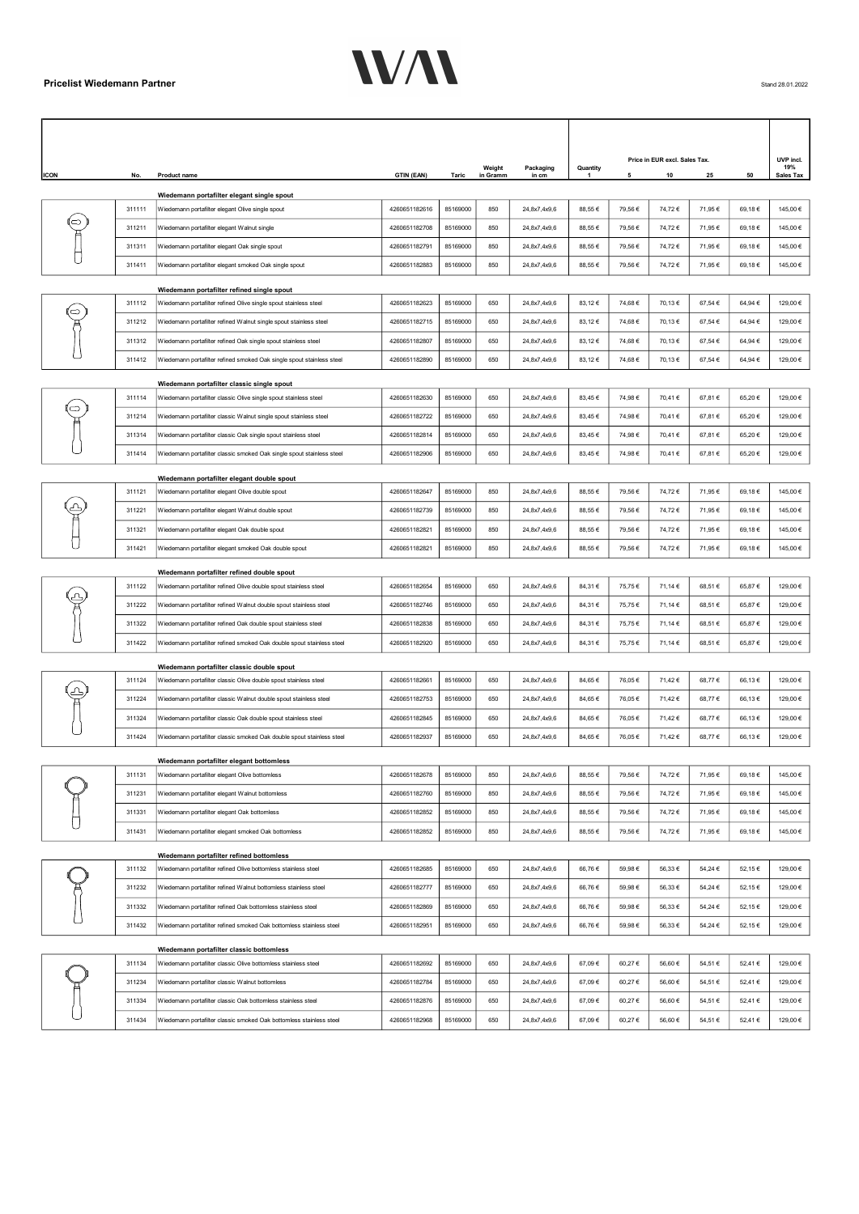**Pricelist Wiedemann Partner**

Stand 28.01.2022

| ICON | No. | Product name | GTIN (EAN) | Taric | Weight in Gramm | Packaging in cm | Price in EUR excl. Sales Tax. Quantity 1 | 5 | 10 | 25 | 50 | UVP incl. 19% Sales Tax |
|---|---|---|---|---|---|---|---|---|---|---|---|---|
| | | **Wiedemann portafilter elegant single spout** | | | | | | | | | | |
| | 311111 | Wiedemann portafilter elegant Olive single spout | 4260651182616 | 85169000 | 850 | 24,8x7,4x9,6 | 88,55 € | 79,56 € | 74,72 € | 71,95 € | 69,18 € | 145,00 € |
| | 311211 | Wiedemann portafilter elegant Walnut single | 4260651182708 | 85169000 | 850 | 24,8x7,4x9,6 | 88,55 € | 79,56 € | 74,72 € | 71,95 € | 69,18 € | 145,00 € |
| | 311311 | Wiedemann portafilter elegant Oak single spout | 4260651182791 | 85169000 | 850 | 24,8x7,4x9,6 | 88,55 € | 79,56 € | 74,72 € | 71,95 € | 69,18 € | 145,00 € |
| | 311411 | Wiedemann portafilter elegant smoked Oak single spout | 4260651182883 | 85169000 | 850 | 24,8x7,4x9,6 | 88,55 € | 79,56 € | 74,72 € | 71,95 € | 69,18 € | 145,00 € |
| | | **Wiedemann portafilter refined single spout** | | | | | | | | | | |
| | 311112 | Wiedemann portafilter refined Olive single spout stainless steel | 4260651182623 | 85169000 | 650 | 24,8x7,4x9,6 | 83,12 € | 74,68 € | 70,13 € | 67,54 € | 64,94 € | 129,00 € |
| | 311212 | Wiedemann portafilter refined Walnut single spout stainless steel | 4260651182715 | 85169000 | 650 | 24,8x7,4x9,6 | 83,12 € | 74,68 € | 70,13 € | 67,54 € | 64,94 € | 129,00 € |
| | 311312 | Wiedemann portafilter refined Oak single spout stainless steel | 4260651182807 | 85169000 | 650 | 24,8x7,4x9,6 | 83,12 € | 74,68 € | 70,13 € | 67,54 € | 64,94 € | 129,00 € |
| | 311412 | Wiedemann portafilter refined smoked Oak single spout stainless steel | 4260651182890 | 85169000 | 650 | 24,8x7,4x9,6 | 83,12 € | 74,68 € | 70,13 € | 67,54 € | 64,94 € | 129,00 € |
| | | **Wiedemann portafilter classic single spout** | | | | | | | | | | |
| | 311114 | Wiedemann portafilter classic Olive single spout stainless steel | 4260651182630 | 85169000 | 650 | 24,8x7,4x9,6 | 83,45 € | 74,98 € | 70,41 € | 67,81 € | 65,20 € | 129,00 € |
| | 311214 | Wiedemann portafilter classic Walnut single spout stainless steel | 4260651182722 | 85169000 | 650 | 24,8x7,4x9,6 | 83,45 € | 74,98 € | 70,41 € | 67,81 € | 65,20 € | 129,00 € |
| | 311314 | Wiedemann portafilter classic Oak single spout stainless steel | 4260651182814 | 85169000 | 650 | 24,8x7,4x9,6 | 83,45 € | 74,98 € | 70,41 € | 67,81 € | 65,20 € | 129,00 € |
| | 311414 | Wiedemann portafilter classic smoked Oak single spout stainless steel | 4260651182906 | 85169000 | 650 | 24,8x7,4x9,6 | 83,45 € | 74,98 € | 70,41 € | 67,81 € | 65,20 € | 129,00 € |
| | | **Wiedemann portafilter elegant double spout** | | | | | | | | | | |
| | 311121 | Wiedemann portafilter elegant Olive double spout | 4260651182647 | 85169000 | 850 | 24,8x7,4x9,6 | 88,55 € | 79,56 € | 74,72 € | 71,95 € | 69,18 € | 145,00 € |
| | 311221 | Wiedemann portafilter elegant Walnut double spout | 4260651182739 | 85169000 | 850 | 24,8x7,4x9,6 | 88,55 € | 79,56 € | 74,72 € | 71,95 € | 69,18 € | 145,00 € |
| | 311321 | Wiedemann portafilter elegant Oak double spout | 4260651182821 | 85169000 | 850 | 24,8x7,4x9,6 | 88,55 € | 79,56 € | 74,72 € | 71,95 € | 69,18 € | 145,00 € |
| | 311421 | Wiedemann portafilter elegant smoked Oak double spout | 4260651182821 | 85169000 | 850 | 24,8x7,4x9,6 | 88,55 € | 79,56 € | 74,72 € | 71,95 € | 69,18 € | 145,00 € |
| | | **Wiedemann portafilter refined double spout** | | | | | | | | | | |
| | 311122 | Wiedemann portafilter refined Olive double spout stainless steel | 4260651182654 | 85169000 | 650 | 24,8x7,4x9,6 | 84,31 € | 75,75 € | 71,14 € | 68,51 € | 65,87 € | 129,00 € |
| | 311222 | Wiedemann portafilter refined Walnut double spout stainless steel | 4260651182746 | 85169000 | 650 | 24,8x7,4x9,6 | 84,31 € | 75,75 € | 71,14 € | 68,51 € | 65,87 € | 129,00 € |
| | 311322 | Wiedemann portafilter refined Oak double spout stainless steel | 4260651182838 | 85169000 | 650 | 24,8x7,4x9,6 | 84,31 € | 75,75 € | 71,14 € | 68,51 € | 65,87 € | 129,00 € |
| | 311422 | Wiedemann portafilter refined smoked Oak double spout stainless steel | 4260651182920 | 85169000 | 650 | 24,8x7,4x9,6 | 84,31 € | 75,75 € | 71,14 € | 68,51 € | 65,87 € | 129,00 € |
| | | **Wiedemann portafilter classic double spout** | | | | | | | | | | |
| | 311124 | Wiedemann portafilter classic Olive double spout stainless steel | 4260651182661 | 85169000 | 650 | 24,8x7,4x9,6 | 84,65 € | 76,05 € | 71,42 € | 68,77 € | 66,13 € | 129,00 € |
| | 311224 | Wiedemann portafilter classic Walnut double spout stainless steel | 4260651182753 | 85169000 | 650 | 24,8x7,4x9,6 | 84,65 € | 76,05 € | 71,42 € | 68,77 € | 66,13 € | 129,00 € |
| | 311324 | Wiedemann portafilter classic Oak double spout stainless steel | 4260651182845 | 85169000 | 650 | 24,8x7,4x9,6 | 84,65 € | 76,05 € | 71,42 € | 68,77 € | 66,13 € | 129,00 € |
| | 311424 | Wiedemann portafilter classic smoked Oak double spout stainless steel | 4260651182937 | 85169000 | 650 | 24,8x7,4x9,6 | 84,65 € | 76,05 € | 71,42 € | 68,77 € | 66,13 € | 129,00 € |
| | | **Wiedemann portafilter elegant bottomless** | | | | | | | | | | |
| | 311131 | Wiedemann portafilter elegant Olive bottomless | 4260651182678 | 85169000 | 850 | 24,8x7,4x9,6 | 88,55 € | 79,56 € | 74,72 € | 71,95 € | 69,18 € | 145,00 € |
| | 311231 | Wiedemann portafilter elegant Walnut bottomless | 4260651182760 | 85169000 | 850 | 24,8x7,4x9,6 | 88,55 € | 79,56 € | 74,72 € | 71,95 € | 69,18 € | 145,00 € |
| | 311331 | Wiedemann portafilter elegant Oak bottomless | 4260651182852 | 85169000 | 850 | 24,8x7,4x9,6 | 88,55 € | 79,56 € | 74,72 € | 71,95 € | 69,18 € | 145,00 € |
| | 311431 | Wiedemann portafilter elegant smoked Oak bottomless | 4260651182852 | 85169000 | 850 | 24,8x7,4x9,6 | 88,55 € | 79,56 € | 74,72 € | 71,95 € | 69,18 € | 145,00 € |
| | | **Wiedemann portafilter refined bottomless** | | | | | | | | | | |
| | 311132 | Wiedemann portafilter refined Olive bottomless stainless steel | 4260651182685 | 85169000 | 650 | 24,8x7,4x9,6 | 66,76 € | 59,98 € | 56,33 € | 54,24 € | 52,15 € | 129,00 € |
| | 311232 | Wiedemann portafilter refined Walnut bottomless stainless steel | 4260651182777 | 85169000 | 650 | 24,8x7,4x9,6 | 66,76 € | 59,98 € | 56,33 € | 54,24 € | 52,15 € | 129,00 € |
| | 311332 | Wiedemann portafilter refined Oak bottomless stainless steel | 4260651182869 | 85169000 | 650 | 24,8x7,4x9,6 | 66,76 € | 59,98 € | 56,33 € | 54,24 € | 52,15 € | 129,00 € |
| | 311432 | Wiedemann portafilter refined smoked Oak bottomless stainless steel | 4260651182951 | 85169000 | 650 | 24,8x7,4x9,6 | 66,76 € | 59,98 € | 56,33 € | 54,24 € | 52,15 € | 129,00 € |
| | | **Wiedemann portafilter classic bottomless** | | | | | | | | | | |
| | 311134 | Wiedemann portafilter classic Olive bottomless stainless steel | 4260651182692 | 85169000 | 650 | 24,8x7,4x9,6 | 67,09 € | 60,27 € | 56,60 € | 54,51 € | 52,41 € | 129,00 € |
| | 311234 | Wiedemann portafilter classic Walnut bottomless | 4260651182784 | 85169000 | 650 | 24,8x7,4x9,6 | 67,09 € | 60,27 € | 56,60 € | 54,51 € | 52,41 € | 129,00 € |
| | 311334 | Wiedemann portafilter classic Oak bottomless stainless steel | 4260651182876 | 85169000 | 650 | 24,8x7,4x9,6 | 67,09 € | 60,27 € | 56,60 € | 54,51 € | 52,41 € | 129,00 € |
| | 311434 | Wiedemann portafilter classic smoked Oak bottomless stainless steel | 4260651182968 | 85169000 | 650 | 24,8x7,4x9,6 | 67,09 € | 60,27 € | 56,60 € | 54,51 € | 52,41 € | 129,00 € |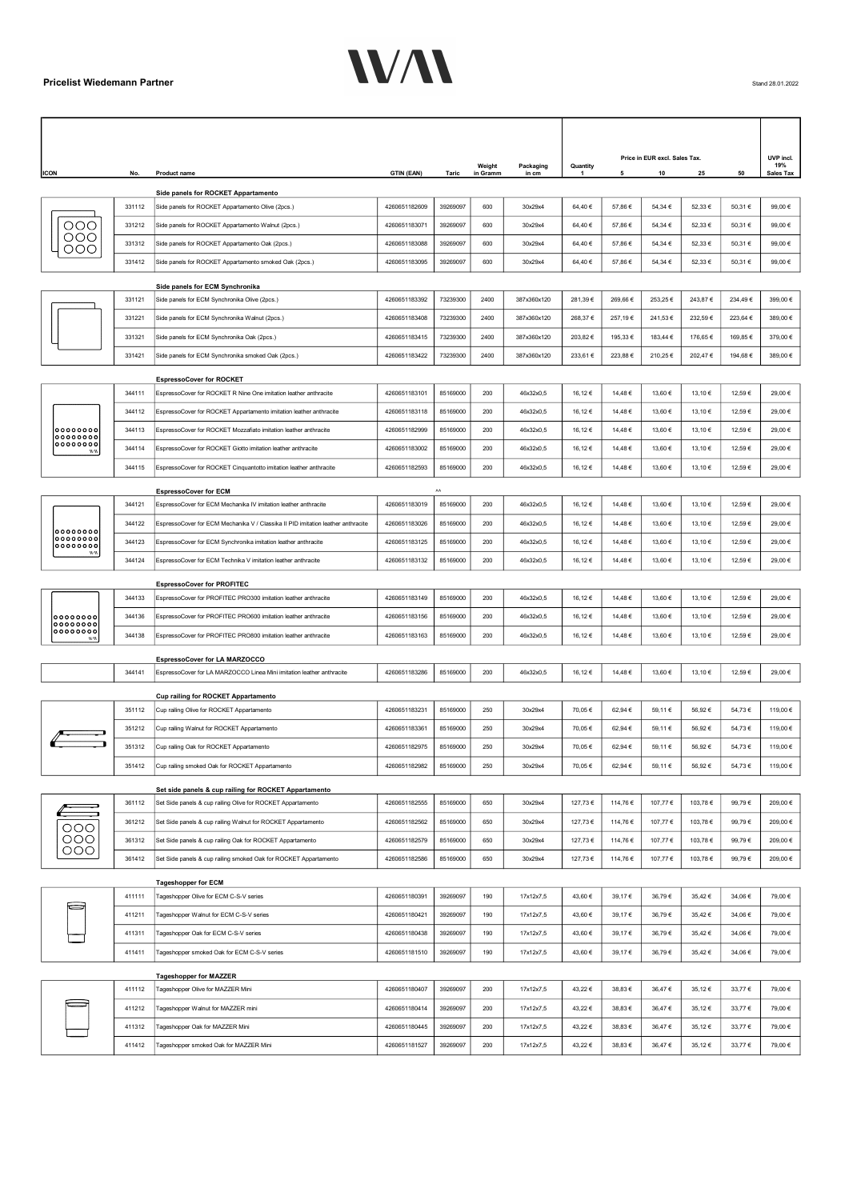**Pricelist Wiedemann Partner**

Stand 28.01.2022

| ICON | No. | Product name | GTIN (EAN) | Taric | Weight in Gramm | Packaging in cm | Quantity 1 | Price in EUR excl. Sales Tax. 5 | 10 | 25 | 50 | UVP incl. 19% Sales Tax |
|---|---|---|---|---|---|---|---|---|---|---|---|---|
| | | **Side panels for ROCKET Appartamento** | | | | | | | | | | |
| | 331112 | Side panels for ROCKET Appartamento Olive (2pcs.) | 4260651182609 | 39269097 | 600 | 30x29x4 | 64,40 € | 57,86 € | 54,34 € | 52,33 € | 50,31 € | 99,00 € |
| | 331212 | Side panels for ROCKET Appartamento Walnut (2pcs.) | 4260651183071 | 39269097 | 600 | 30x29x4 | 64,40 € | 57,86 € | 54,34 € | 52,33 € | 50,31 € | 99,00 € |
| | 331312 | Side panels for ROCKET Appartamento Oak (2pcs.) | 4260651183088 | 39269097 | 600 | 30x29x4 | 64,40 € | 57,86 € | 54,34 € | 52,33 € | 50,31 € | 99,00 € |
| | 331412 | Side panels for ROCKET Appartamento smoked Oak (2pcs.) | 4260651183095 | 39269097 | 600 | 30x29x4 | 64,40 € | 57,86 € | 54,34 € | 52,33 € | 50,31 € | 99,00 € |
| | | **Side panels for ECM Synchronika** | | | | | | | | | | |
| | 331121 | Side panels for ECM Synchronika Olive (2pcs.) | 4260651183392 | 73239300 | 2400 | 387x360x120 | 281,39 € | 269,66 € | 253,25 € | 243,87 € | 234,49 € | 399,00 € |
| | 331221 | Side panels for ECM Synchronika Walnut (2pcs.) | 4260651183408 | 73239300 | 2400 | 387x360x120 | 268,37 € | 257,19 € | 241,53 € | 232,59 € | 223,64 € | 389,00 € |
| | 331321 | Side panels for ECM Synchronika Oak (2pcs.) | 4260651183415 | 73239300 | 2400 | 387x360x120 | 203,82 € | 195,33 € | 183,44 € | 176,65 € | 169,85 € | 379,00 € |
| | 331421 | Side panels for ECM Synchronika smoked Oak (2pcs.) | 4260651183422 | 73239300 | 2400 | 387x360x120 | 233,61 € | 223,88 € | 210,25 € | 202,47 € | 194,68 € | 389,00 € |
| | | **EspressoCover for ROCKET** | | | | | | | | | | |
| | 344111 | EspressoCover for ROCKET R Nine One imitation leather anthracite | 4260651183101 | 85169000 | 200 | 46x32x0,5 | 16,12 € | 14,48 € | 13,60 € | 13,10 € | 12,59 € | 29,00 € |
| | 344112 | EspressoCover for ROCKET Appartamento imitation leather anthracite | 4260651183118 | 85169000 | 200 | 46x32x0,5 | 16,12 € | 14,48 € | 13,60 € | 13,10 € | 12,59 € | 29,00 € |
| | 344113 | EspressoCover for ROCKET Mozzafiato imitation leather anthracite | 4260651182999 | 85169000 | 200 | 46x32x0,5 | 16,12 € | 14,48 € | 13,60 € | 13,10 € | 12,59 € | 29,00 € |
| | 344114 | EspressoCover for ROCKET Giotto imitation leather anthracite | 4260651183002 | 85169000 | 200 | 46x32x0,5 | 16,12 € | 14,48 € | 13,60 € | 13,10 € | 12,59 € | 29,00 € |
| | 344115 | EspressoCover for ROCKET Cinquantotto imitation leather anthracite | 4260651182593 | 85169000 | 200 | 46x32x0,5 | 16,12 € | 14,48 € | 13,60 € | 13,10 € | 12,59 € | 29,00 € |
| | | **EspressoCover for ECM** | | ^^ | | | | | | | | |
| | 344121 | EspressoCover for ECM Mechanika IV imitation leather anthracite | 4260651183019 | 85169000 | 200 | 46x32x0,5 | 16,12 € | 14,48 € | 13,60 € | 13,10 € | 12,59 € | 29,00 € |
| | 344122 | EspressoCover for ECM Mechanika V / Classika II PID imitation leather anthracite | 4260651183026 | 85169000 | 200 | 46x32x0,5 | 16,12 € | 14,48 € | 13,60 € | 13,10 € | 12,59 € | 29,00 € |
| | 344123 | EspressoCover for ECM Synchronika imitation leather anthracite | 4260651183125 | 85169000 | 200 | 46x32x0,5 | 16,12 € | 14,48 € | 13,60 € | 13,10 € | 12,59 € | 29,00 € |
| | 344124 | EspressoCover for ECM Technika V imitation leather anthracite | 4260651183132 | 85169000 | 200 | 46x32x0,5 | 16,12 € | 14,48 € | 13,60 € | 13,10 € | 12,59 € | 29,00 € |
| | | **EspressoCover for PROFITEC** | | | | | | | | | | |
| | 344133 | EspressoCover for PROFITEC PRO300 imitation leather anthracite | 4260651183149 | 85169000 | 200 | 46x32x0,5 | 16,12 € | 14,48 € | 13,60 € | 13,10 € | 12,59 € | 29,00 € |
| | 344136 | EspressoCover for PROFITEC PRO600 imitation leather anthracite | 4260651183156 | 85169000 | 200 | 46x32x0,5 | 16,12 € | 14,48 € | 13,60 € | 13,10 € | 12,59 € | 29,00 € |
| | 344138 | EspressoCover for PROFITEC PRO800 imitation leather anthracite | 4260651183163 | 85169000 | 200 | 46x32x0,5 | 16,12 € | 14,48 € | 13,60 € | 13,10 € | 12,59 € | 29,00 € |
| | | **EspressoCover for LA MARZOCCO** | | | | | | | | | | |
| | 344141 | EspressoCover for LA MARZOCCO Linea Mini imitation leather anthracite | 4260651183286 | 85169000 | 200 | 46x32x0,5 | 16,12 € | 14,48 € | 13,60 € | 13,10 € | 12,59 € | 29,00 € |
| | | **Cup railing for ROCKET Appartamento** | | | | | | | | | | |
| | 351112 | Cup railing Olive for ROCKET Appartamento | 4260651183231 | 85169000 | 250 | 30x29x4 | 70,05 € | 62,94 € | 59,11 € | 56,92 € | 54,73 € | 119,00 € |
| | 351212 | Cup railing Walnut for ROCKET Appartamento | 4260651183361 | 85169000 | 250 | 30x29x4 | 70,05 € | 62,94 € | 59,11 € | 56,92 € | 54,73 € | 119,00 € |
| | 351312 | Cup railing Oak for ROCKET Appartamento | 4260651182975 | 85169000 | 250 | 30x29x4 | 70,05 € | 62,94 € | 59,11 € | 56,92 € | 54,73 € | 119,00 € |
| | 351412 | Cup railing smoked Oak for ROCKET Appartamento | 4260651182982 | 85169000 | 250 | 30x29x4 | 70,05 € | 62,94 € | 59,11 € | 56,92 € | 54,73 € | 119,00 € |
| | | **Set side panels & cup railing for ROCKET Appartamento** | | | | | | | | | | |
| | 361112 | Set Side panels & cup railing Olive for ROCKET Appartamento | 4260651182555 | 85169000 | 650 | 30x29x4 | 127,73 € | 114,76 € | 107,77 € | 103,78 € | 99,79 € | 209,00 € |
| | 361212 | Set Side panels & cup railing Walnut for ROCKET Appartamento | 4260651182562 | 85169000 | 650 | 30x29x4 | 127,73 € | 114,76 € | 107,77 € | 103,78 € | 99,79 € | 209,00 € |
| | 361312 | Set Side panels & cup railing Oak for ROCKET Appartamento | 4260651182579 | 85169000 | 650 | 30x29x4 | 127,73 € | 114,76 € | 107,77 € | 103,78 € | 99,79 € | 209,00 € |
| | 361412 | Set Side panels & cup railing smoked Oak for ROCKET Appartamento | 4260651182586 | 85169000 | 650 | 30x29x4 | 127,73 € | 114,76 € | 107,77 € | 103,78 € | 99,79 € | 209,00 € |
| | | **Tageshopper for ECM** | | | | | | | | | | |
| | 411111 | Tageshopper Olive for ECM C-S-V series | 4260651180391 | 39269097 | 190 | 17x12x7,5 | 43,60 € | 39,17 € | 36,79 € | 35,42 € | 34,06 € | 79,00 € |
| | 411211 | Tageshopper Walnut for ECM C-S-V series | 4260651180421 | 39269097 | 190 | 17x12x7,5 | 43,60 € | 39,17 € | 36,79 € | 35,42 € | 34,06 € | 79,00 € |
| | 411311 | Tageshopper Oak for ECM C-S-V series | 4260651180438 | 39269097 | 190 | 17x12x7,5 | 43,60 € | 39,17 € | 36,79 € | 35,42 € | 34,06 € | 79,00 € |
| | 411411 | Tageshopper smoked Oak for ECM C-S-V series | 4260651181510 | 39269097 | 190 | 17x12x7,5 | 43,60 € | 39,17 € | 36,79 € | 35,42 € | 34,06 € | 79,00 € |
| | | **Tageshopper for MAZZER** | | | | | | | | | | |
| | 411112 | Tageshopper Olive for MAZZER Mini | 4260651180407 | 39269097 | 200 | 17x12x7,5 | 43,22 € | 38,83 € | 36,47 € | 35,12 € | 33,77 € | 79,00 € |
| | 411212 | Tageshopper Walnut for MAZZER mini | 4260651180414 | 39269097 | 200 | 17x12x7,5 | 43,22 € | 38,83 € | 36,47 € | 35,12 € | 33,77 € | 79,00 € |
| | 411312 | Tageshopper Oak for MAZZER Mini | 4260651180445 | 39269097 | 200 | 17x12x7,5 | 43,22 € | 38,83 € | 36,47 € | 35,12 € | 33,77 € | 79,00 € |
| | 411412 | Tageshopper smoked Oak for MAZZER Mini | 4260651181527 | 39269097 | 200 | 17x12x7,5 | 43,22 € | 38,83 € | 36,47 € | 35,12 € | 33,77 € | 79,00 € |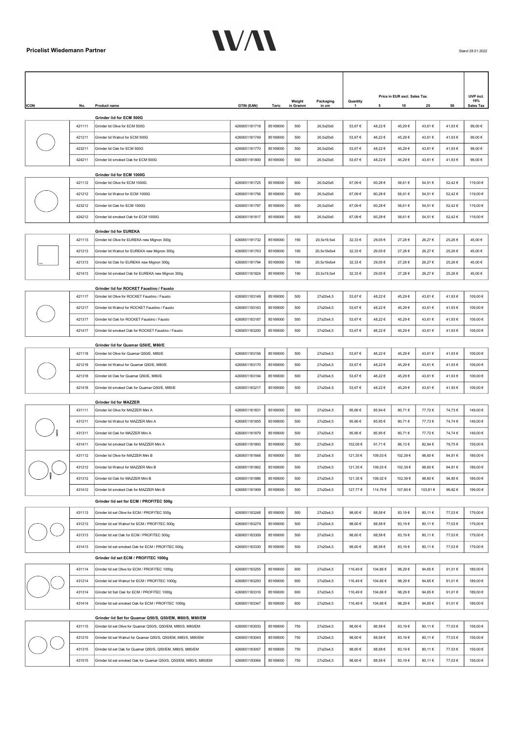**Pricelist Wiedemann Partner**

Stand 28.01.2022

| ICON | No. | Product name | GTIN (EAN) | Taric | Weight in Gramm | Packaging in cm | Quantity 1 | Price in EUR excl. Sales Tax. 5 | 10 | 25 | 50 | UVP incl. 19% Sales Tax |
|---|---|---|---|---|---|---|---|---|---|---|---|---|
| | | **Grinder lid for ECM 500G** | | | | | | | | | | |
| | 421111 | Grinder lid Olive for ECM 500G | 4260651181718 | 85169000 | 500 | 26,5x20x5 | 53,67 € | 48,22 € | 45,29 € | 43,61 € | 41,93 € | 99,00 € |
| | 421211 | Grinder lid Walnut for ECM 500G | 4260651181749 | 85169000 | 500 | 26,5x20x5 | 53,67 € | 48,22 € | 45,29 € | 43,61 € | 41,93 € | 99,00 € |
| | 423211 | Grinder lid Oak for ECM 500G | 4260651181770 | 85169000 | 500 | 26,5x20x5 | 53,67 € | 48,22 € | 45,29 € | 43,61 € | 41,93 € | 99,00 € |
| | 424211 | Grinder lid smoked Oak for ECM 500G | 4260651181800 | 85169000 | 500 | 26,5x20x5 | 53,67 € | 48,22 € | 45,29 € | 43,61 € | 41,93 € | 99,00 € |
| | | **Grinder lid for ECM 1000G** | | | | | | | | | | |
| | 421112 | Grinder lid Olive for ECM 1000G | 4260651181725 | 85169000 | 600 | 26,5x20x5 | 67,09 € | 60,28 € | 56,61 € | 54,51 € | 52,42 € | 119,00 € |
| | 421212 | Grinder lid Walnut for ECM 1000G | 4260651181756 | 85169000 | 600 | 26,5x20x5 | 67,09 € | 60,28 € | 56,61 € | 54,51 € | 52,42 € | 119,00 € |
| | 423212 | Grinder lid Oak for ECM 1000G | 4260651181787 | 85169000 | 600 | 26,5x20x5 | 67,09 € | 60,28 € | 56,61 € | 54,51 € | 52,42 € | 119,00 € |
| | 424212 | Grinder lid smoked Oak for ECM 1000G | 4260651181817 | 85169000 | 600 | 26,5x20x5 | 67,09 € | 60,28 € | 56,61 € | 54,51 € | 52,42 € | 119,00 € |
| | | **Grinder lid for EUREKA** | | | | | | | | | | |
| | 421113 | Grinder lid Olive for EUREKA new Mignon 300g | 4260651181732 | 85169000 | 190 | 20,5x19,5x4 | 32,33 € | 29,05 € | 27,28 € | 26,27 € | 25,26 € | 45,00 € |
| | 421213 | Grinder lid Walnut for EUREKA new Mignon 300g | 4260651181763 | 85169000 | 190 | 20,5x19x5x4 | 32,33 € | 29,05 € | 27,28 € | 26,27 € | 25,26 € | 45,00 € |
| | 421313 | Grinder lid Oak for EUREKA new Mignon 300g | 4260651181794 | 85169000 | 190 | 20,5x19x5x4 | 32,33 € | 29,05 € | 27,28 € | 26,27 € | 25,26 € | 45,00 € |
| | 421413 | Grinder lid smoked Oak for EUREKA new Mignon 300g | 4260651181824 | 85169000 | 190 | 20,5x19,5x4 | 32,33 € | 29,05 € | 27,28 € | 26,27 € | 25,26 € | 45,00 € |
| | | **Grinder lid for ROCKET Faustino / Fausto** | | | | | | | | | | |
| | 421117 | Grinder lid Olive for ROCKET Faustino / Fausto | 4260651183149 | 85169000 | 500 | 27x20x4,5 | 53,67 € | 48,22 € | 45,29 € | 43,61 € | 41,93 € | 109,00 € |
| | 421217 | Grinder lid Walnut for ROCKET Faustino / Fausto | 4260651183163 | 85169000 | 500 | 27x20x4,5 | 53,67 € | 48,22 € | 45,29 € | 43,61 € | 41,93 € | 109,00 € |
| | 421317 | Grinder lid Oak for ROCKET Faustino / Fausto | 4260651183187 | 85169000 | 500 | 27x20x4,5 | 53,67 € | 48,22 € | 45,29 € | 43,61 € | 41,93 € | 109,00 € |
| | 421417 | Grinder lid smoked Oak for ROCKET Faustino / Fausto | 4260651183200 | 85169000 | 500 | 27x20x4,5 | 53,67 € | 48,22 € | 45,29 € | 43,61 € | 41,93 € | 109,00 € |
| | | **Grinder lid for Quamar Q50/E, M80/E** | | | | | | | | | | |
| | 421118 | Grinder lid Olive for Quamar Q50/E, M80/E | 4260651183156 | 85169000 | 500 | 27x20x4,5 | 53,67 € | 48,22 € | 45,29 € | 43,61 € | 41,93 € | 109,00 € |
| | 421218 | Grinder lid Walnut for Quamar Q50/E, M80/E | 4260651183170 | 85169000 | 500 | 27x20x4,5 | 53,67 € | 48,22 € | 45,29 € | 43,61 € | 41,93 € | 109,00 € |
| | 421318 | Grinder lid Oak for Quamar Q50/E, M80/E | 4260651183194 | 85169000 | 500 | 27x20x4,5 | 53,67 € | 48,22 € | 45,29 € | 43,61 € | 41,93 € | 109,00 € |
| | 421418 | Grinder lid smoked Oak for Quamar Q50/E, M80/E | 4260651183217 | 85169000 | 500 | 27x20x4,5 | 53,67 € | 48,22 € | 45,29 € | 43,61 € | 41,93 € | 109,00 € |
| | | **Grinder lid for MAZZER** | | | | | | | | | | |
| | 431111 | Grinder lid Olive for MAZZER Mini A | 4260651181831 | 85169000 | 500 | 27x20x4,5 | 95,66 € | 85,94 € | 80,71 € | 77,72 € | 74,73 € | 149,00 € |
| | 431211 | Grinder lid Walnut for MAZZER Mini A | 4260651181855 | 85169000 | 500 | 27x20x4,5 | 95,66 € | 85,95 € | 80,71 € | 77,73 € | 74,74 € | 149,00 € |
| | 431311 | Grinder lid Oak for MAZZER Mini A | 4260651181879 | 85169000 | 500 | 27x20x4,5 | 95,66 € | 85,95 € | 80,71 € | 77,72 € | 74,74 € | 149,00 € |
| | 431411 | Grinder lid smoked Oak for MAZZER Mini A | 4260651181893 | 85169000 | 500 | 27x20x4,5 | 102,08 € | 91,71 € | 86,13 € | 82,94 € | 79,75 € | 159,00 € |
| | 431112 | Grinder lid Olive for MAZZER Mini B | 4260651181848 | 85169000 | 500 | 27x20x4,5 | 121,35 € | 109,03 € | 102,39 € | 98,60 € | 94,81 € | 189,00 € |
| | 431212 | Grinder lid Walnut for MAZZER Mini B | 4260651181862 | 85169000 | 500 | 27x20x4,5 | 121,35 € | 109,03 € | 102,39 € | 98,60 € | 94,81 € | 189,00 € |
| | 431312 | Grinder lid Oak for MAZZER Mini B | 4260651181886 | 85169000 | 500 | 27x20x4,5 | 121,35 € | 109,02 € | 102,39 € | 98,60 € | 94,80 € | 189,00 € |
| | 431412 | Grinder lid smoked Oak for MAZZER Mini B | 4260651181909 | 85169000 | 500 | 27x20x4,5 | 127,77 € | 114,79 € | 107,80 € | 103,81 € | 99,82 € | 199,00 € |
| | | **Grinder lid set for ECM / PROFITEC 500g** | | | | | | | | | | |
| | 431113 | Grinder lid set Olive for ECM / PROFITEC 500g | 4260651183248 | 85169000 | 500 | 27x20x4,5 | 98,60 € | 88,58 € | 83,19 € | 80,11 € | 77,03 € | 179,00 € |
| | 431213 | Grinder lid set Walnut for ECM / PROFITEC 500g | 4260651183279 | 85169000 | 500 | 27x20x4,5 | 98,60 € | 88,58 € | 83,19 € | 80,11 € | 77,03 € | 179,00 € |
| | 431313 | Grinder lid set Oak for ECM / PROFITEC 500g | 4260651183309 | 85169000 | 500 | 27x20x4,5 | 98,60 € | 88,58 € | 83,19 € | 80,11 € | 77,03 € | 179,00 € |
| | 431413 | Grinder lid set smoked Oak for ECM / PROFITEC 500g | 4260651183330 | 85169000 | 500 | 27x20x4,5 | 98,60 € | 88,58 € | 83,19 € | 80,11 € | 77,03 € | 179,00 € |
| | | **Grinder lid set ECM / PROFITEC 1000g** | | | | | | | | | | |
| | 431114 | Grinder lid set Olive for ECM / PROFITEC 1000g | 4260651183255 | 85169000 | 600 | 27x20x4,5 | 116,49 € | 104,66 € | 98,29 € | 94,65 € | 91,01 € | 189,00 € |
| | 431214 | Grinder lid set Walnut for ECM / PROFITEC 1000g | 4260651183293 | 85169000 | 600 | 27x20x4,5 | 116,49 € | 104,66 € | 98,29 € | 94,65 € | 91,01 € | 189,00 € |
| | 431314 | Grinder lid Set Oak for ECM / PROFITEC 1000g | 4260651183316 | 85169000 | 600 | 27x20x4,5 | 116,49 € | 104,66 € | 98,29 € | 94,65 € | 91,01 € | 189,00 € |
| | 431414 | Grinder lid set smoked Oak for ECM / PROFITEC 1000g | 4260651183347 | 85169000 | 600 | 27x20x4,5 | 116,49 € | 104,66 € | 98,29 € | 94,65 € | 91,01 € | 189,00 € |
| | | **Grinder lid Set for Quamar Q50/S, Q50/EM, M80/S, M80/EM** | | | | | | | | | | |
| | 431115 | Grinder lid set Olive for Quamar Q50/S, Q50/EM, M80/S, M80/EM | 4260651183033 | 85169000 | 750 | 27x20x4,5 | 98,60 € | 88,58 € | 83,19 € | 80,11 € | 77,03 € | 159,00 € |
| | 431215 | Grinder lid set Walnut for Quamar Q50/S, Q50/EM, M80/S, M80/EM | 4260651183040 | 85169000 | 750 | 27x20x4,5 | 98,60 € | 88,58 € | 83,19 € | 80,11 € | 77,03 € | 159,00 € |
| | 431315 | Grinder lid set Oak for Quamar Q50/S, Q50/EM, M80/S, M80/EM | 4260651183057 | 85169000 | 750 | 27x20x4,5 | 98,60 € | 88,58 € | 83,19 € | 80,11 € | 77,03 € | 159,00 € |
| | 431515 | Grinder lid set smoked Oak for Quamar Q50/S, Q50/EM, M80/S, M80/EM | 4260651183064 | 85169000 | 750 | 27x20x4,5 | 98,60 € | 88,58 € | 83,19 € | 80,11 € | 77,03 € | 159,00 € |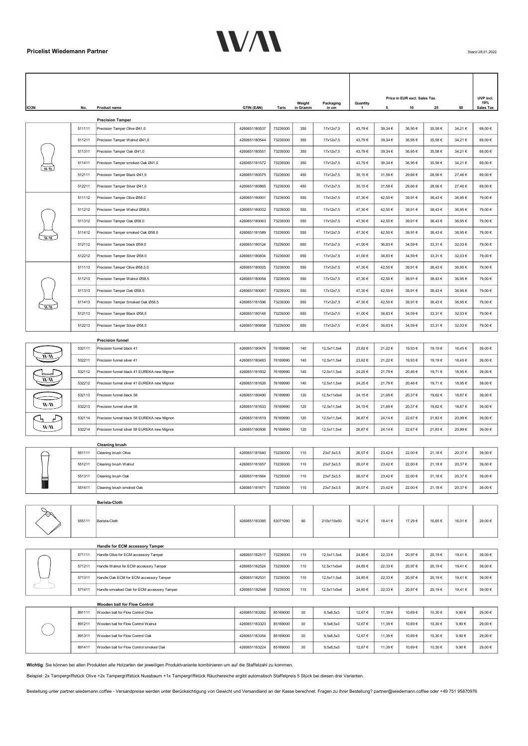**Pricelist Wiedemann Partner**

Stand 28.01.2022

| ICON | No. | Product name | GTIN (EAN) | Taric | Weight in Gramm | Packaging in cm | Quantity 1 | 5 | 10 | 25 | 50 | UVP incl. 19% Sales Tax |
|---|---|---|---|---|---|---|---|---|---|---|---|---|
| | | | | | | | Price in EUR excl. Sales Tax. | | | | | |
| | | **Precision Tamper** | | | | | | | | | | |
| | 511111 | Precision Tamper Olive Ø41,0 | 4260651180537 | 73239300 | 350 | 17x12x7,5 | 43,79 € | 39,34 € | 36,95 € | 35,58 € | 34,21 € | 69,00 € |
| | 511211 | Precision Tamper Walnut Ø41,0 | 4260651180544 | 73239300 | 350 | 17x12x7,5 | 43,79 € | 39,34 € | 36,95 € | 35,58 € | 34,21 € | 69,00 € |
| | 511311 | Precision Tamper Oak Ø41,0 | 4260651180551 | 73239300 | 350 | 17x12x7,5 | 43,79 € | 39,34 € | 36,95 € | 35,58 € | 34,21 € | 69,00 € |
| | 511411 | Precision Tamper smoked Oak Ø41.0 | 4260651181572 | 73239300 | 350 | 17x12x7,5 | 43,79 € | 39,34 € | 36,95 € | 35,58 € | 34,21 € | 69,00 € |
| | 512111 | Precision Tamper Black Ø41,0 | 4260651180575 | 73239300 | 450 | 17x12x7,5 | 35,15 € | 31,58 € | 29,66 € | 28,56 € | 27,46 € | 69,00 € |
| | 512211 | Precision Tamper Silver Ø41,0 | 4260651180865 | 73239300 | 450 | 17x12x7,5 | 35,15 € | 31,58 € | 29,66 € | 28,56 € | 27,46 € | 69,00 € |
| | 511112 | Precision Tamper Olive Ø58.0 | 4260651180001 | 73239300 | 550 | 17x12x7,5 | 47,30 € | 42,50 € | 39,91 € | 38,43 € | 36,95 € | 79,00 € |
| | 511212 | Precision Tamper Walnut Ø58,0 | 4260651180032 | 73239300 | 550 | 17x12x7,5 | 47,30 € | 42,50 € | 39,91 € | 38,43 € | 36,95 € | 79,00 € |
| | 511312 | Precision Tamper Oak Ø58.0 | 4260651180063 | 73239300 | 550 | 17x12x7,5 | 47,30 € | 42,50 € | 39,91 € | 38,43 € | 36,95 € | 79,00 € |
| | 511412 | Precision Tamper smoked Oak Ø58.0 | 4260651181589 | 73239300 | 550 | 17x12x7,5 | 47,30 € | 42,50 € | 39,91 € | 38,43 € | 36,95 € | 79,00 € |
| | 512112 | Precision Tamper black Ø58.0 | 4260651180124 | 73239300 | 650 | 17x12x7,5 | 41,00 € | 36,83 € | 34,59 € | 33,31 € | 32,03 € | 79,00 € |
| | 512212 | Precision Tamper Silver Ø58,0 | 4260651180834 | 73239300 | 650 | 17x12x7,5 | 41,00 € | 36,83 € | 34,59 € | 33,31 € | 32,03 € | 79,00 € |
| | 511113 | Precision Tamper Olive Ø58,5,0 | 4260651180025 | 73239300 | 550 | 17x12x7,5 | 47,30 € | 42,50 € | 39,91 € | 38,43 € | 36,95 € | 79,00 € |
| | 511213 | Precision Tamper Walnut Ø58,5 | 4260651180056 | 73239300 | 550 | 17x12x7,5 | 47,30 € | 42,50 € | 39,91 € | 38,43 € | 36,95 € | 79,00 € |
| | 511313 | Precision Tamper Oak Ø58.5 | 4260651180087 | 73239300 | 550 | 17x12x7,5 | 47,30 € | 42,50 € | 39,91 € | 38,43 € | 36,95 € | 79,00 € |
| | 511413 | Precision Tamper Smoked Oak Ø58,5 | 4260651181596 | 73239300 | 550 | 17x12x7,5 | 47,30 € | 42,50 € | 39,91 € | 38,43 € | 36,95 € | 79,00 € |
| | 512113 | Precision Tamper Black Ø58,5 | 4260651180148 | 73239300 | 650 | 17x12x7,5 | 41,00 € | 36,83 € | 34,59 € | 33,31 € | 32,03 € | 79,00 € |
| | 512213 | Precision Tamper Silver Ø58.5 | 4260651180858 | 73239300 | 650 | 17x12x7,5 | 41,00 € | 36,83 € | 34,59 € | 33,31 € | 32,03 € | 79,00 € |
| | | **Precision funnel** | | | | | | | | | | |
| | 532111 | Precision funnel black 41 | 4260651180476 | 76169990 | 140 | 12,5x11,5x4 | 23,62 € | 21,22 € | 19,93 € | 19,19 € | 18,45 € | 39,00 € |
| | 532211 | Precision funnel silver 41 | 4260651180483 | 76169990 | 140 | 12,5x11,5x4 | 23,62 € | 21,22 € | 19,93 € | 19,19 € | 18,45 € | 39,00 € |
| | 532112 | Precision funnel black 41 EUREKA new Mignon | 4260651181602 | 76169990 | 140 | 12,5x11,5x4 | 24,25 € | 21,79 € | 20,46 € | 19,71 € | 18,95 € | 39,00 € |
| | 532212 | Precision funnel silver 41 EUREKA new Mignon | 4260651181626 | 76169990 | 140 | 12,5x11,5x4 | 24,25 € | 21,79 € | 20,46 € | 19,71 € | 18,95 € | 39,00 € |
| | 532113 | Precision funnel black 58 | 4260651180490 | 76169990 | 120 | 12,5x11x5x4 | 24,15 € | 21,69 € | 20,37 € | 19,62 € | 18,87 € | 39,00 € |
| | 532213 | Precision funnel silver 58 | 4260651181633 | 76169990 | 120 | 12,5x11,5x4 | 24,15 € | 21,69 € | 20,37 € | 19,62 € | 18,87 € | 39,00 € |
| | 532114 | Precision funnel black 58 EUREKA new Mignon | 4260651181619 | 76169990 | 120 | 12,5x11,5x4 | 26,87 € | 24,14 € | 22,67 € | 21,83 € | 20,99 € | 39,00 € |
| | 532214 | Precision funnel silver 58 EUREKA new Mignon | 4260651180506 | 76169990 | 120 | 12,5x11,5x4 | 26,87 € | 24,14 € | 22,67 € | 21,83 € | 20,99 € | 39,00 € |
| | | **Cleaning brush** | | | | | | | | | | |
| | 551111 | Cleaning brush Olive | 4260651181640 | 73239300 | 110 | 23x7,5x3,5 | 26,07 € | 23,42 € | 22,00 € | 21,18 € | 20,37 € | 39,00 € |
| | 551211 | Cleaning brush Walnut | 4260651181657 | 73239300 | 110 | 23x7,5x3,5 | 26,07 € | 23,42 € | 22,00 € | 21,18 € | 20,37 € | 39,00 € |
| | 551311 | Cleaning brush Oak | 4260651181664 | 73239300 | 110 | 23x7,5x3,5 | 26,07 € | 23,42 € | 22,00 € | 21,18 € | 20,37 € | 39,00 € |
| | 551411 | Cleaning brush smoked Oak | 4260651181671 | 73239300 | 110 | 23x7,5x3,5 | 26,07 € | 23,42 € | 22,00 € | 21,18 € | 20,37 € | 39,00 € |
| | | **Barista-Cloth** | | | | | | | | | | |
| | 555111 | Barista-Cloth | 4260651183385 | 63071090 | 90 | 210x110x50 | 19,21 € | 18,41 € | 17,29 € | 16,65 € | 16,01 € | 29,00 € |
| | | **Handle for ECM accessory Tamper** | | | | | | | | | | |
| | 571111 | Handle Olive for ECM accessory Tamper | 4260651182517 | 73239300 | 110 | 12,5x11,5x4 | 24,85 € | 22,33 € | 20,97 € | 20,19 € | 19,41 € | 39,00 € |
| | 571211 | Handle Walnut for ECM accessory Tamper | 4260651182524 | 73239300 | 110 | 12,5x11x5x4 | 24,85 € | 22,33 € | 20,97 € | 20,19 € | 19,41 € | 39,00 € |
| | 571311 | Handle Oak ECM for ECM accessory Tamper | 4260651182531 | 73239300 | 110 | 12,5x11,5x4 | 24,85 € | 22,33 € | 20,97 € | 20,19 € | 19,41 € | 39,00 € |
| | 571411 | Handle smoaked Oak for ECM accessory Tamper | 4260651182548 | 73239300 | 110 | 12,5x11x5x4 | 24,85 € | 22,33 € | 20,97 € | 20,19 € | 19,41 € | 39,00 € |
| | | **Wooden ball for Flow Control** | | | | | | | | | | |
| | 891111 | Wooden ball for Flow Control Olive | 4260651183262 | 85169000 | 30 | 9,5x8,5x3 | 12,67 € | 11,39 € | 10,69 € | 10,30 € | 9,90 € | 29,00 € |
| | 891211 | Wooden ball for Flow Control Walnut | 4260651183323 | 85169000 | 30 | 9,5x8,5x3 | 12,67 € | 11,39 € | 10,69 € | 10,30 € | 9,90 € | 29,00 € |
| | 891311 | Wooden ball for Flow Control Oak | 4260651183354 | 85169000 | 30 | 9,5x8,5x3 | 12,67 € | 11,39 € | 10,69 € | 10,30 € | 9,90 € | 29,00 € |
| | 891411 | Wooden ball for Flow Control smoked Oak | 4260651183224 | 85169000 | 30 | 9,5x8,5x3 | 12,67 € | 11,39 € | 10,69 € | 10,30 € | 9,90 € | 29,00 € |

**Wichtig**: Sie können bei allen Produkten alle Holzarten der jeweiligen Produktvariante kombinieren um auf die Staffelzahl zu kommen.

Beispiel: 2x Tampergriffstück Olive +2x Tampergriffstück Nussbaum +1x Tampergriffstück Räuchereiche ergibt automatisch Staffelpreis 5 Stück bei diesen drei Varianten.

Bestellung unter partner.wiedemann.coffee - Versandpreise werden unter Berücksichtigung von Gewicht und Versandland an der Kasse berechnet. Fragen zu Ihrer Bestellung? partner@wiedemann.coffee oder +49 751 95870976